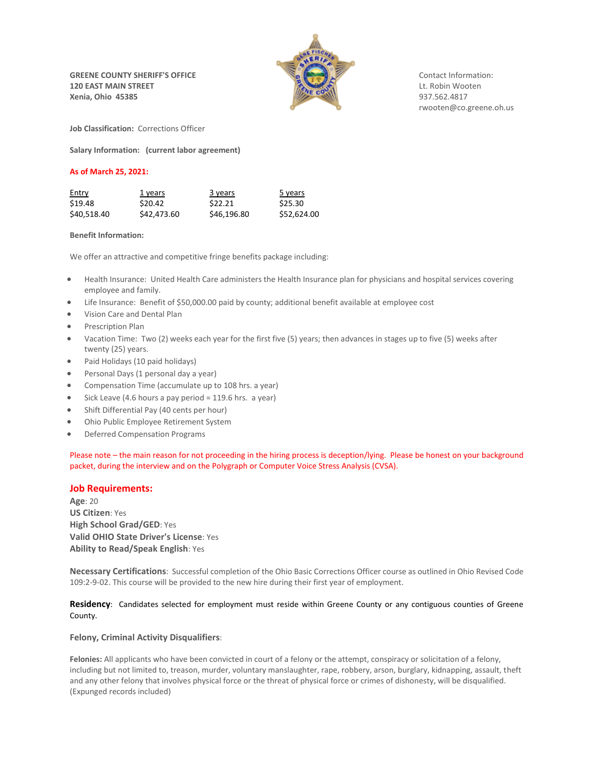**GREENE COUNTY SHERIFF'S OFFICE**
**120 EAST MAIN STREET**
**Xenia, Ohio 45385**

Contact Information:
Lt. Robin Wooten
937.562.4817
rwooten@co.greene.oh.us

**Job Classification:** Corrections Officer

**Salary Information: (current labor agreement)**

**As of March 25, 2021:**

| Entry | 1 years | 3 years | 5 years |
|---|---|---|---|
| $19.48 | $20.42 | $22.21 | $25.30 |
| $40,518.40 | $42,473.60 | $46,196.80 | $52,624.00 |

**Benefit Information:**

We offer an attractive and competitive fringe benefits package including:

- Health Insurance: United Health Care administers the Health Insurance plan for physicians and hospital services covering employee and family.
- Life Insurance: Benefit of $50,000.00 paid by county; additional benefit available at employee cost
- Vision Care and Dental Plan
- Prescription Plan
- Vacation Time: Two (2) weeks each year for the first five (5) years; then advances in stages up to five (5) weeks after twenty (25) years.
- Paid Holidays (10 paid holidays)
- Personal Days (1 personal day a year)
- Compensation Time (accumulate up to 108 hrs. a year)
- Sick Leave (4.6 hours a pay period = 119.6 hrs. a year)
- Shift Differential Pay (40 cents per hour)
- Ohio Public Employee Retirement System
- Deferred Compensation Programs

Please note – the main reason for not proceeding in the hiring process is deception/lying. Please be honest on your background packet, during the interview and on the Polygraph or Computer Voice Stress Analysis (CVSA).

## Job Requirements:

**Age**: 20
**US Citizen**: Yes
**High School Grad/GED**: Yes
**Valid OHIO State Driver's License**: Yes
**Ability to Read/Speak English**: Yes

**Necessary Certifications**: Successful completion of the Ohio Basic Corrections Officer course as outlined in Ohio Revised Code 109:2-9-02. This course will be provided to the new hire during their first year of employment.

**Residency**: Candidates selected for employment must reside within Greene County or any contiguous counties of Greene County.

**Felony, Criminal Activity Disqualifiers**:

**Felonies:** All applicants who have been convicted in court of a felony or the attempt, conspiracy or solicitation of a felony, including but not limited to, treason, murder, voluntary manslaughter, rape, robbery, arson, burglary, kidnapping, assault, theft and any other felony that involves physical force or the threat of physical force or crimes of dishonesty, will be disqualified. (Expunged records included)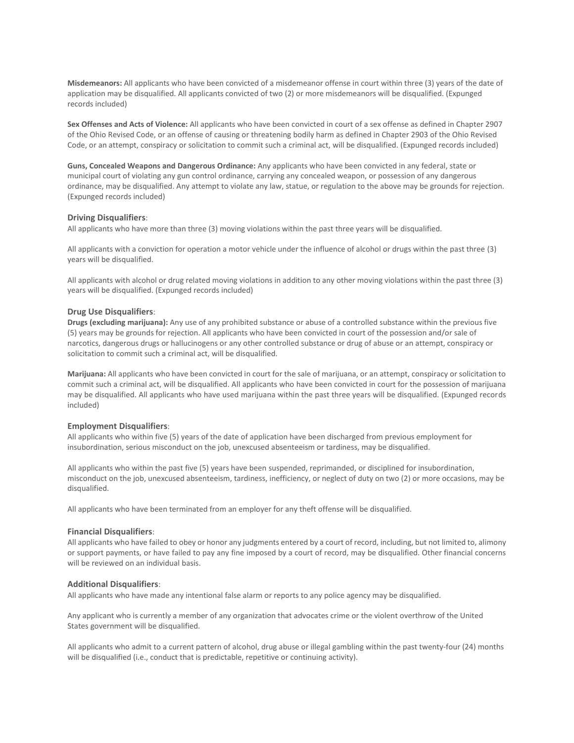**Misdemeanors:** All applicants who have been convicted of a misdemeanor offense in court within three (3) years of the date of application may be disqualified. All applicants convicted of two (2) or more misdemeanors will be disqualified. (Expunged records included)

**Sex Offenses and Acts of Violence:** All applicants who have been convicted in court of a sex offense as defined in Chapter 2907 of the Ohio Revised Code, or an offense of causing or threatening bodily harm as defined in Chapter 2903 of the Ohio Revised Code, or an attempt, conspiracy or solicitation to commit such a criminal act, will be disqualified. (Expunged records included)

**Guns, Concealed Weapons and Dangerous Ordinance:** Any applicants who have been convicted in any federal, state or municipal court of violating any gun control ordinance, carrying any concealed weapon, or possession of any dangerous ordinance, may be disqualified. Any attempt to violate any law, statue, or regulation to the above may be grounds for rejection. (Expunged records included)

### Driving Disqualifiers:

All applicants who have more than three (3) moving violations within the past three years will be disqualified.

All applicants with a conviction for operation a motor vehicle under the influence of alcohol or drugs within the past three (3) years will be disqualified.

All applicants with alcohol or drug related moving violations in addition to any other moving violations within the past three (3) years will be disqualified. (Expunged records included)

### Drug Use Disqualifiers:

**Drugs (excluding marijuana):** Any use of any prohibited substance or abuse of a controlled substance within the previous five (5) years may be grounds for rejection. All applicants who have been convicted in court of the possession and/or sale of narcotics, dangerous drugs or hallucinogens or any other controlled substance or drug of abuse or an attempt, conspiracy or solicitation to commit such a criminal act, will be disqualified.

**Marijuana:** All applicants who have been convicted in court for the sale of marijuana, or an attempt, conspiracy or solicitation to commit such a criminal act, will be disqualified. All applicants who have been convicted in court for the possession of marijuana may be disqualified. All applicants who have used marijuana within the past three years will be disqualified. (Expunged records included)

### Employment Disqualifiers:

All applicants who within five (5) years of the date of application have been discharged from previous employment for insubordination, serious misconduct on the job, unexcused absenteeism or tardiness, may be disqualified.

All applicants who within the past five (5) years have been suspended, reprimanded, or disciplined for insubordination, misconduct on the job, unexcused absenteeism, tardiness, inefficiency, or neglect of duty on two (2) or more occasions, may be disqualified.

All applicants who have been terminated from an employer for any theft offense will be disqualified.

### Financial Disqualifiers:

All applicants who have failed to obey or honor any judgments entered by a court of record, including, but not limited to, alimony or support payments, or have failed to pay any fine imposed by a court of record, may be disqualified. Other financial concerns will be reviewed on an individual basis.

### Additional Disqualifiers:

All applicants who have made any intentional false alarm or reports to any police agency may be disqualified.

Any applicant who is currently a member of any organization that advocates crime or the violent overthrow of the United States government will be disqualified.

All applicants who admit to a current pattern of alcohol, drug abuse or illegal gambling within the past twenty-four (24) months will be disqualified (i.e., conduct that is predictable, repetitive or continuing activity).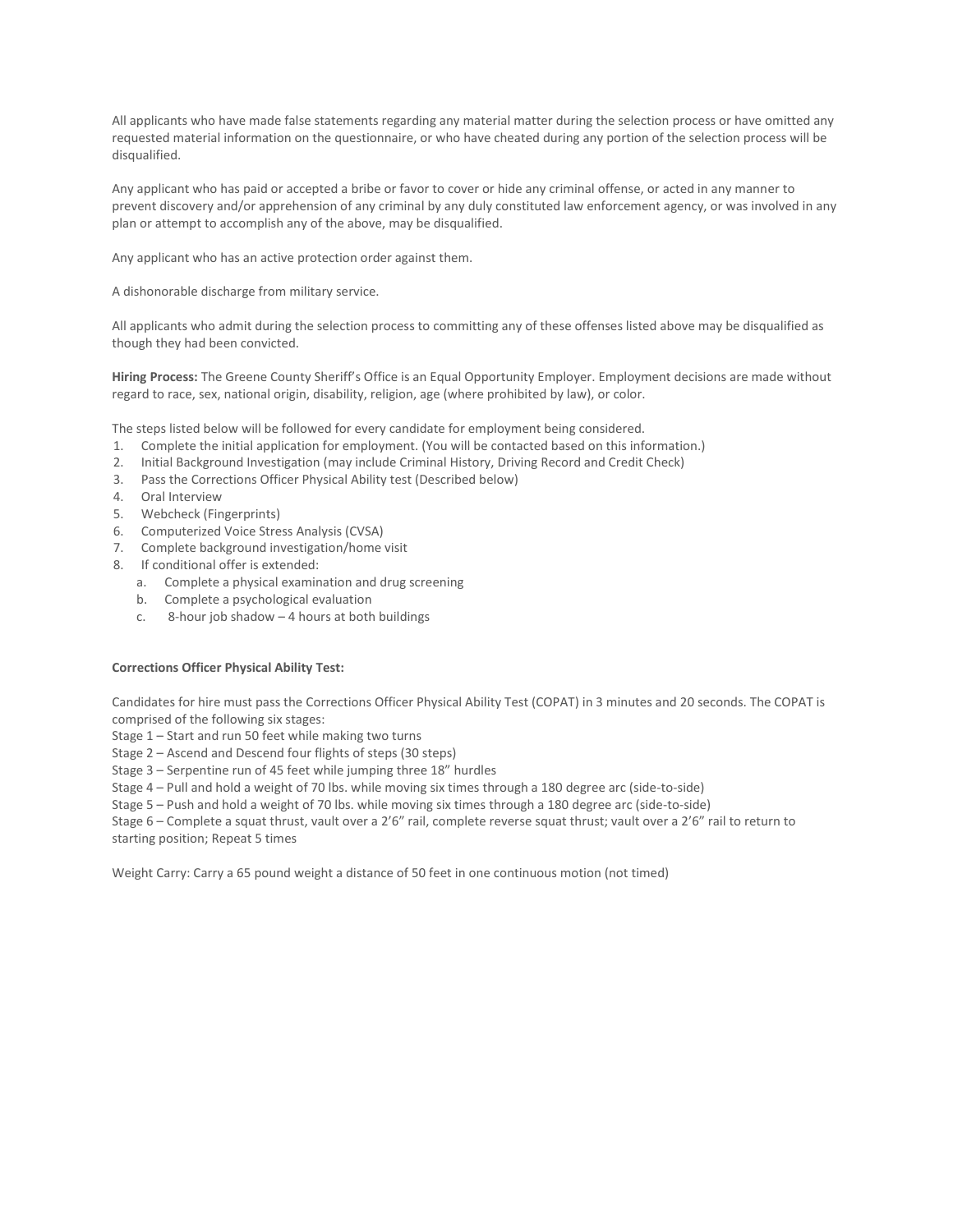All applicants who have made false statements regarding any material matter during the selection process or have omitted any requested material information on the questionnaire, or who have cheated during any portion of the selection process will be disqualified.

Any applicant who has paid or accepted a bribe or favor to cover or hide any criminal offense, or acted in any manner to prevent discovery and/or apprehension of any criminal by any duly constituted law enforcement agency, or was involved in any plan or attempt to accomplish any of the above, may be disqualified.

Any applicant who has an active protection order against them.

A dishonorable discharge from military service.

All applicants who admit during the selection process to committing any of these offenses listed above may be disqualified as though they had been convicted.

**Hiring Process:** The Greene County Sheriff's Office is an Equal Opportunity Employer. Employment decisions are made without regard to race, sex, national origin, disability, religion, age (where prohibited by law), or color.

The steps listed below will be followed for every candidate for employment being considered.

1. Complete the initial application for employment. (You will be contacted based on this information.)
2. Initial Background Investigation (may include Criminal History, Driving Record and Credit Check)
3. Pass the Corrections Officer Physical Ability test (Described below)
4. Oral Interview
5. Webcheck (Fingerprints)
6. Computerized Voice Stress Analysis (CVSA)
7. Complete background investigation/home visit
8. If conditional offer is extended:
    a. Complete a physical examination and drug screening
    b. Complete a psychological evaluation
    c. 8-hour job shadow – 4 hours at both buildings

**Corrections Officer Physical Ability Test:**

Candidates for hire must pass the Corrections Officer Physical Ability Test (COPAT) in 3 minutes and 20 seconds. The COPAT is comprised of the following six stages:

Stage 1 – Start and run 50 feet while making two turns
Stage 2 – Ascend and Descend four flights of steps (30 steps)
Stage 3 – Serpentine run of 45 feet while jumping three 18" hurdles
Stage 4 – Pull and hold a weight of 70 lbs. while moving six times through a 180 degree arc (side-to-side)
Stage 5 – Push and hold a weight of 70 lbs. while moving six times through a 180 degree arc (side-to-side)
Stage 6 – Complete a squat thrust, vault over a 2'6" rail, complete reverse squat thrust; vault over a 2'6" rail to return to starting position; Repeat 5 times

Weight Carry: Carry a 65 pound weight a distance of 50 feet in one continuous motion (not timed)